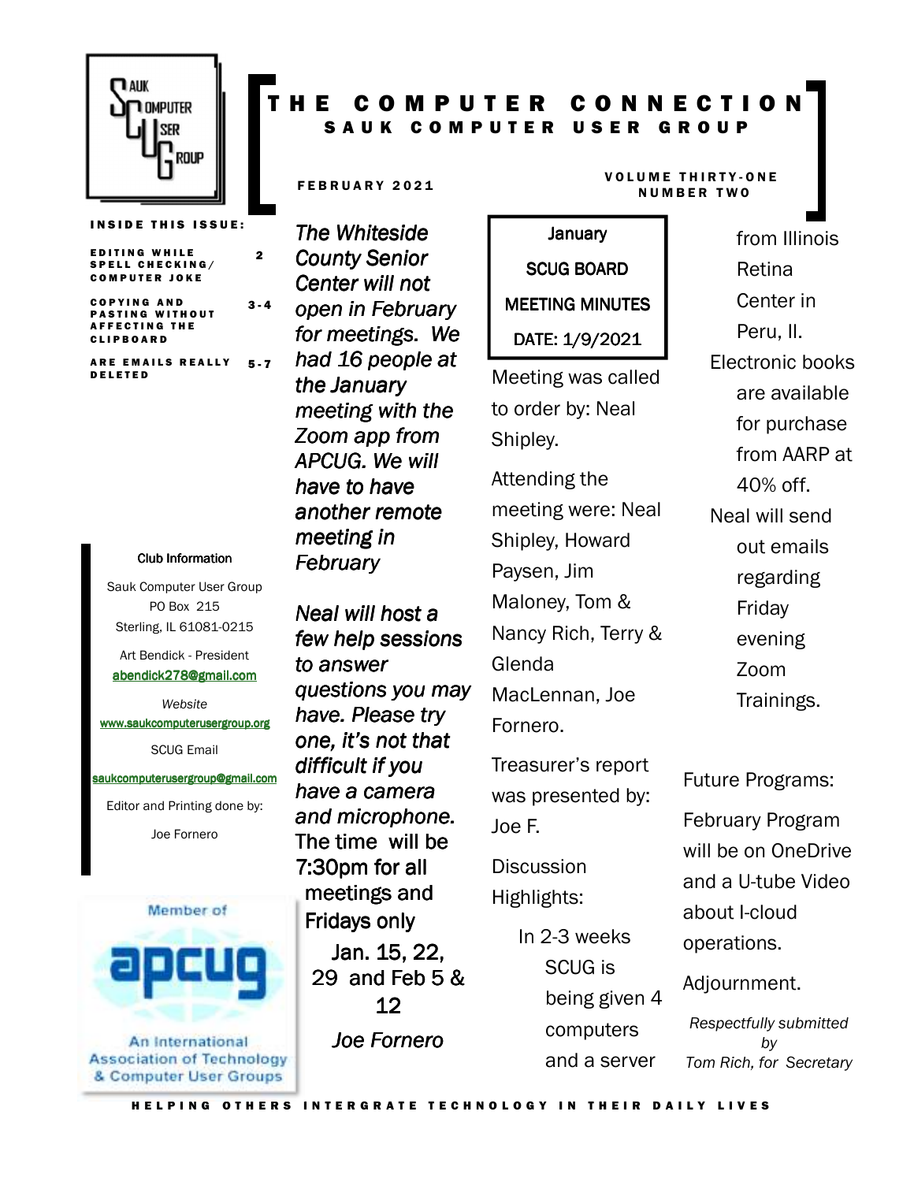# THE COMPUTER CONNECTION

## SAUK COMPUTER USER GROUP

FEBRUARY 2021

VOLUME THIRTY-ONE
NUMBER TWO

**INSIDE THIS ISSUE:**

| | |
|---|---|
| EDITING WHILE SPELL CHECKING/ COMPUTER JOKE | 2 |
| COPYING AND PASTING WITHOUT AFFECTING THE CLIPBOARD | 3-4 |
| ARE EMAILS REALLY DELETED | 5-7 |

**Club Information**

Sauk Computer User Group
PO Box 215
Sterling, IL 61081-0215

Art Bendick - President
abendick278@gmail.com

*Website*
www.saukcomputerusergroup.org

SCUG Email
saukcomputerusergroup@gmail.com

Editor and Printing done by:

Joe Fornero

Member of apcug
An International Association of Technology & Computer User Groups

*The Whiteside County Senior Center will not open in February for meetings. We had 16 people at the January meeting with the Zoom app from APCUG. We will have to have another remote meeting in February*

*Neal will host a few help sessions to answer questions you may have. Please try one, it's not that difficult if you have a camera and microphone.* The time will be 7:30pm for all meetings and Fridays only

Jan. 15, 22, 29 and Feb 5 & 12

*Joe Fornero*

**January SCUG BOARD MEETING MINUTES**
**DATE: 1/9/2021**

Meeting was called to order by: Neal Shipley.

Attending the meeting were: Neal Shipley, Howard Paysen, Jim Maloney, Tom & Nancy Rich, Terry & Glenda MacLennan, Joe Fornero.

Treasurer's report was presented by: Joe F.

Discussion Highlights:

- In 2-3 weeks SCUG is being given 4 computers and a server from Illinois Retina Center in Peru, Il.
- Electronic books are available for purchase from AARP at 40% off.
- Neal will send out emails regarding Friday evening Zoom Trainings.

Future Programs:

February Program will be on OneDrive and a U-tube Video about I-cloud operations.

Adjournment.

*Respectfully submitted by*
*Tom Rich, for Secretary*

HELPING OTHERS INTERGRATE TECHNOLOGY IN THEIR DAILY LIVES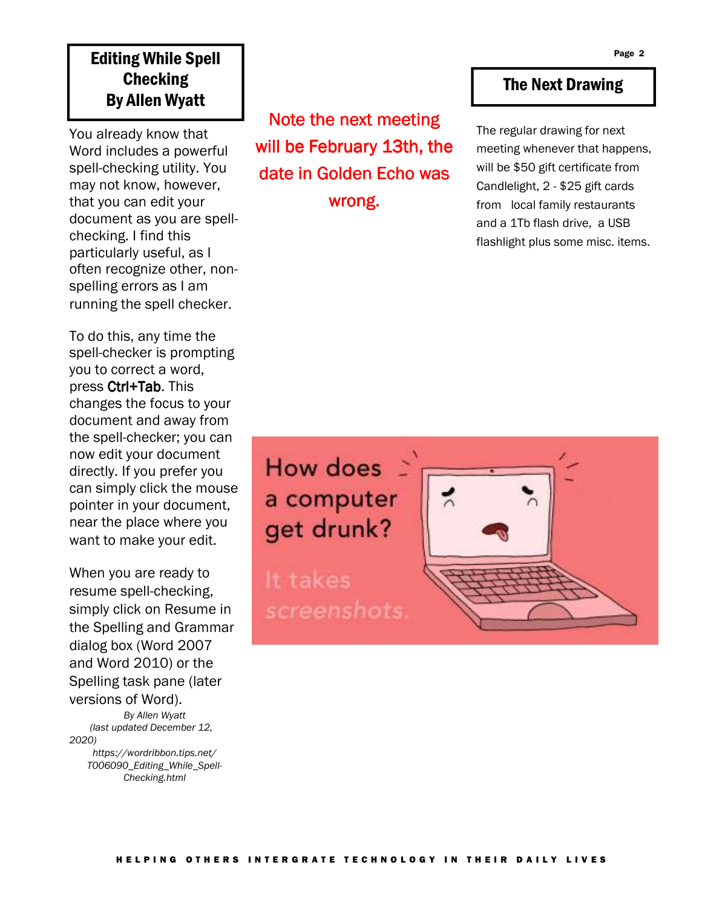## Editing While Spell Checking By Allen Wyatt

You already know that Word includes a powerful spell-checking utility. You may not know, however, that you can edit your document as you are spell-checking. I find this particularly useful, as I often recognize other, non-spelling errors as I am running the spell checker.

To do this, any time the spell-checker is prompting you to correct a word, press **Ctrl+Tab**. This changes the focus to your document and away from the spell-checker; you can now edit your document directly. If you prefer you can simply click the mouse pointer in your document, near the place where you want to make your edit.

When you are ready to resume spell-checking, simply click on Resume in the Spelling and Grammar dialog box (Word 2007 and Word 2010) or the Spelling task pane (later versions of Word).

*By Allen Wyatt*
*(last updated December 12, 2020)*
*https://wordribbon.tips.net/T006090_Editing_While_Spell-Checking.html*

Note the next meeting will be February 13th, the date in Golden Echo was wrong.

## The Next Drawing

The regular drawing for next meeting whenever that happens, will be $50 gift certificate from Candlelight, 2 - $25 gift cards from local family restaurants and a 1Tb flash drive, a USB flashlight plus some misc. items.

How does a computer get drunk?

It takes screenshots.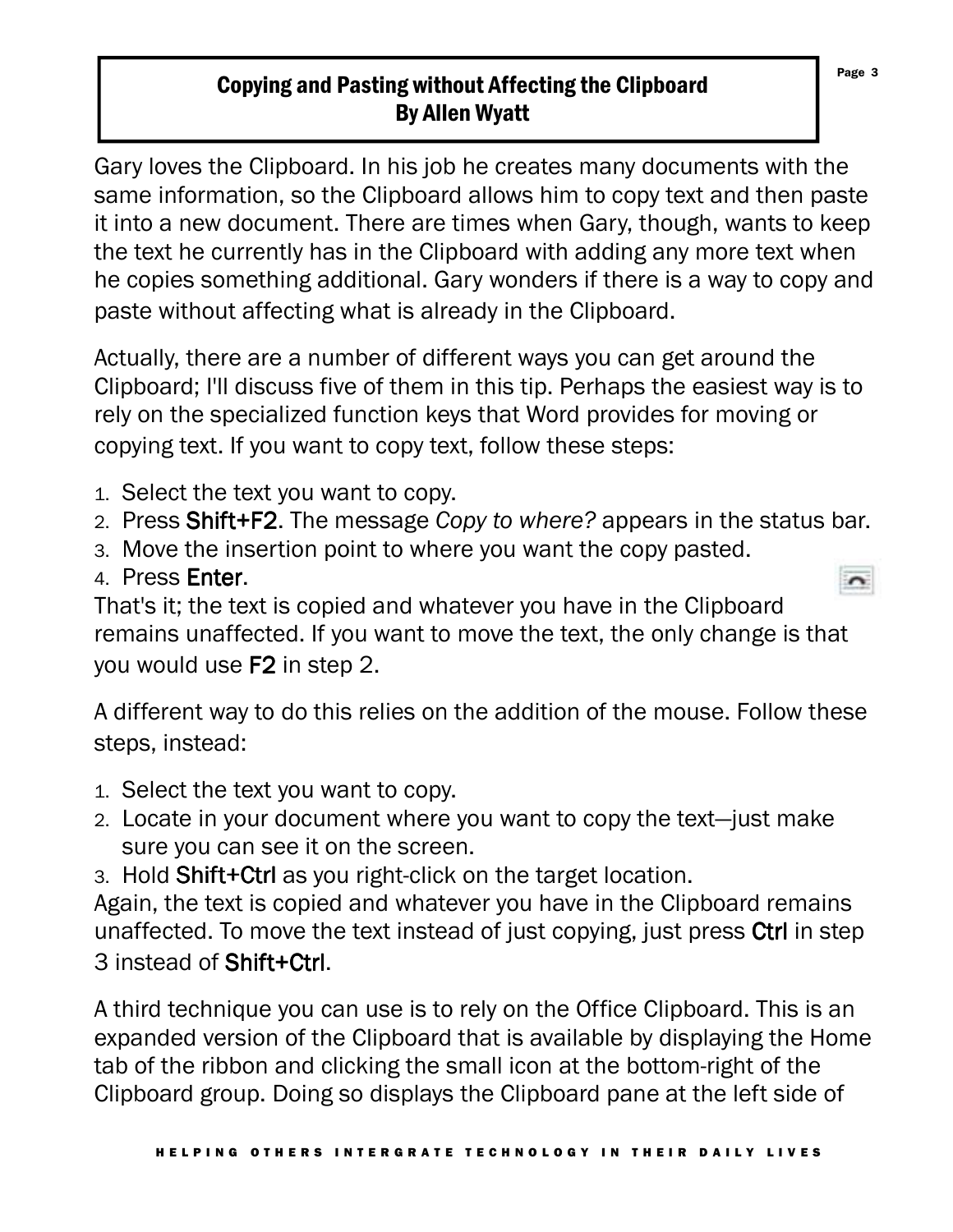## Copying and Pasting without Affecting the Clipboard
**By Allen Wyatt**

Gary loves the Clipboard. In his job he creates many documents with the same information, so the Clipboard allows him to copy text and then paste it into a new document. There are times when Gary, though, wants to keep the text he currently has in the Clipboard with adding any more text when he copies something additional. Gary wonders if there is a way to copy and paste without affecting what is already in the Clipboard.

Actually, there are a number of different ways you can get around the Clipboard; I'll discuss five of them in this tip. Perhaps the easiest way is to rely on the specialized function keys that Word provides for moving or copying text. If you want to copy text, follow these steps:

1. Select the text you want to copy.
2. Press **Shift+F2**. The message *Copy to where?* appears in the status bar.
3. Move the insertion point to where you want the copy pasted.
4. Press **Enter**.

That's it; the text is copied and whatever you have in the Clipboard remains unaffected. If you want to move the text, the only change is that you would use **F2** in step 2.

A different way to do this relies on the addition of the mouse. Follow these steps, instead:

1. Select the text you want to copy.
2. Locate in your document where you want to copy the text—just make sure you can see it on the screen.
3. Hold **Shift+Ctrl** as you right-click on the target location.

Again, the text is copied and whatever you have in the Clipboard remains unaffected. To move the text instead of just copying, just press **Ctrl** in step 3 instead of **Shift+Ctrl**.

A third technique you can use is to rely on the Office Clipboard. This is an expanded version of the Clipboard that is available by displaying the Home tab of the ribbon and clicking the small icon at the bottom-right of the Clipboard group. Doing so displays the Clipboard pane at the left side of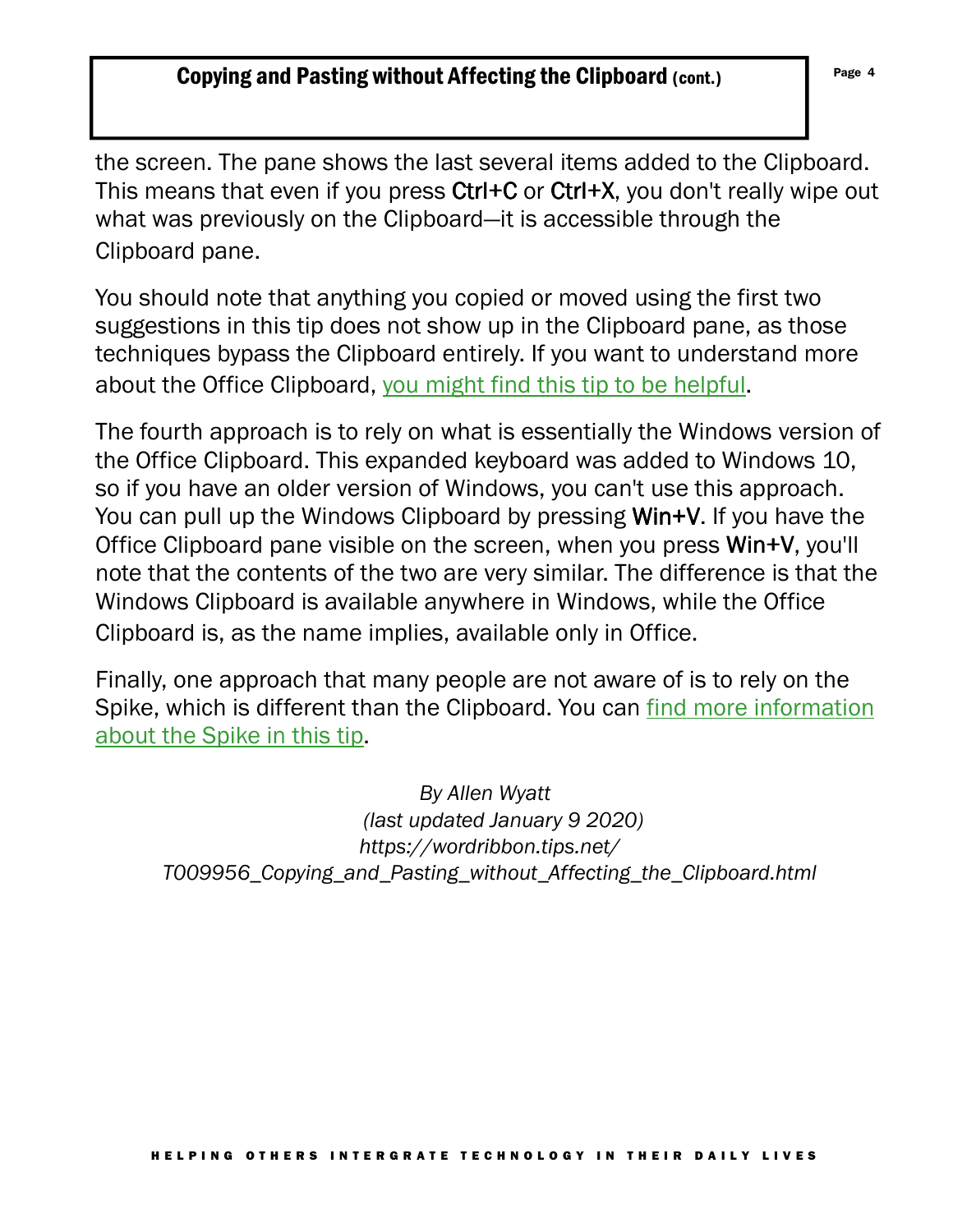the screen. The pane shows the last several items added to the Clipboard. This means that even if you press **Ctrl+C** or **Ctrl+X**, you don't really wipe out what was previously on the Clipboard—it is accessible through the Clipboard pane.

You should note that anything you copied or moved using the first two suggestions in this tip does not show up in the Clipboard pane, as those techniques bypass the Clipboard entirely. If you want to understand more about the Office Clipboard, you might find this tip to be helpful.

The fourth approach is to rely on what is essentially the Windows version of the Office Clipboard. This expanded keyboard was added to Windows 10, so if you have an older version of Windows, you can't use this approach. You can pull up the Windows Clipboard by pressing **Win+V**. If you have the Office Clipboard pane visible on the screen, when you press **Win+V**, you'll note that the contents of the two are very similar. The difference is that the Windows Clipboard is available anywhere in Windows, while the Office Clipboard is, as the name implies, available only in Office.

Finally, one approach that many people are not aware of is to rely on the Spike, which is different than the Clipboard. You can find more information about the Spike in this tip.

*By Allen Wyatt*
*(last updated January 9 2020)*
*https://wordribbon.tips.net/T009956_Copying_and_Pasting_without_Affecting_the_Clipboard.html*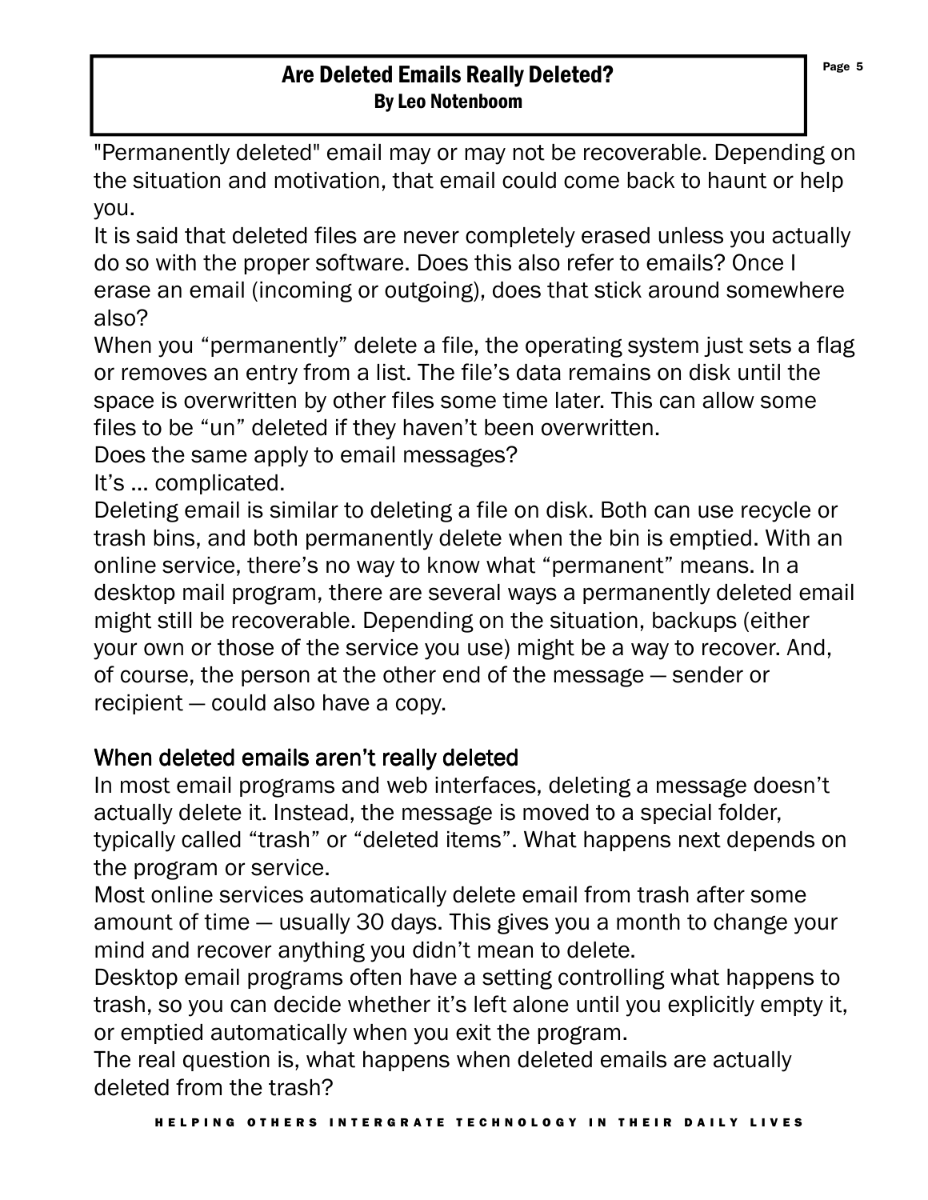# Are Deleted Emails Really Deleted?

**By Leo Notenboom**

"Permanently deleted" email may or may not be recoverable. Depending on the situation and motivation, that email could come back to haunt or help you.

It is said that deleted files are never completely erased unless you actually do so with the proper software. Does this also refer to emails? Once I erase an email (incoming or outgoing), does that stick around somewhere also?

When you "permanently" delete a file, the operating system just sets a flag or removes an entry from a list. The file's data remains on disk until the space is overwritten by other files some time later. This can allow some files to be "un" deleted if they haven't been overwritten.

Does the same apply to email messages?

It's … complicated.

Deleting email is similar to deleting a file on disk. Both can use recycle or trash bins, and both permanently delete when the bin is emptied. With an online service, there's no way to know what "permanent" means. In a desktop mail program, there are several ways a permanently deleted email might still be recoverable. Depending on the situation, backups (either your own or those of the service you use) might be a way to recover. And, of course, the person at the other end of the message — sender or recipient — could also have a copy.

## When deleted emails aren't really deleted

In most email programs and web interfaces, deleting a message doesn't actually delete it. Instead, the message is moved to a special folder, typically called "trash" or "deleted items". What happens next depends on the program or service.

Most online services automatically delete email from trash after some amount of time — usually 30 days. This gives you a month to change your mind and recover anything you didn't mean to delete.

Desktop email programs often have a setting controlling what happens to trash, so you can decide whether it's left alone until you explicitly empty it, or emptied automatically when you exit the program.

The real question is, what happens when deleted emails are actually deleted from the trash?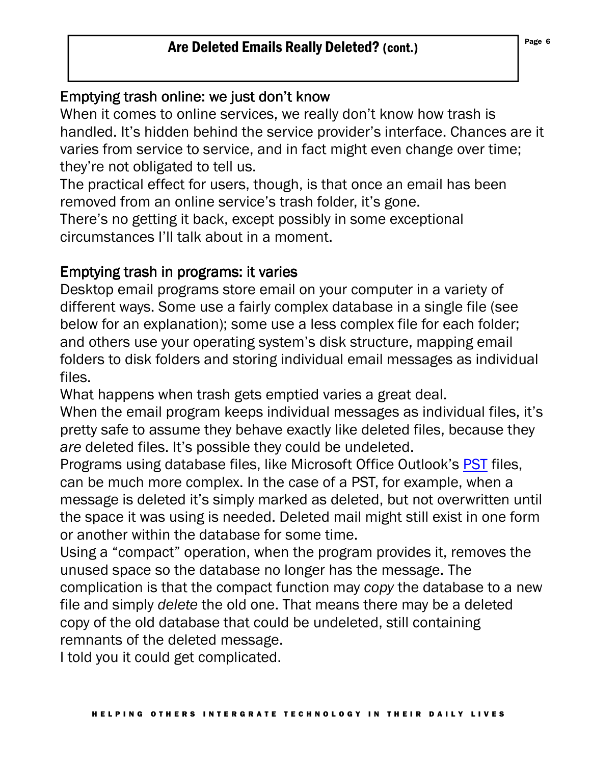## Are Deleted Emails Really Deleted? (cont.)

### Emptying trash online: we just don't know

When it comes to online services, we really don't know how trash is handled. It's hidden behind the service provider's interface. Chances are it varies from service to service, and in fact might even change over time; they're not obligated to tell us.

The practical effect for users, though, is that once an email has been removed from an online service's trash folder, it's gone.

There's no getting it back, except possibly in some exceptional circumstances I'll talk about in a moment.

### Emptying trash in programs: it varies

Desktop email programs store email on your computer in a variety of different ways. Some use a fairly complex database in a single file (see below for an explanation); some use a less complex file for each folder; and others use your operating system's disk structure, mapping email folders to disk folders and storing individual email messages as individual files.

What happens when trash gets emptied varies a great deal.

When the email program keeps individual messages as individual files, it's pretty safe to assume they behave exactly like deleted files, because they *are* deleted files. It's possible they could be undeleted.

Programs using database files, like Microsoft Office Outlook's PST files, can be much more complex. In the case of a PST, for example, when a message is deleted it's simply marked as deleted, but not overwritten until the space it was using is needed. Deleted mail might still exist in one form or another within the database for some time.

Using a "compact" operation, when the program provides it, removes the unused space so the database no longer has the message. The complication is that the compact function may *copy* the database to a new file and simply *delete* the old one. That means there may be a deleted copy of the old database that could be undeleted, still containing remnants of the deleted message.

I told you it could get complicated.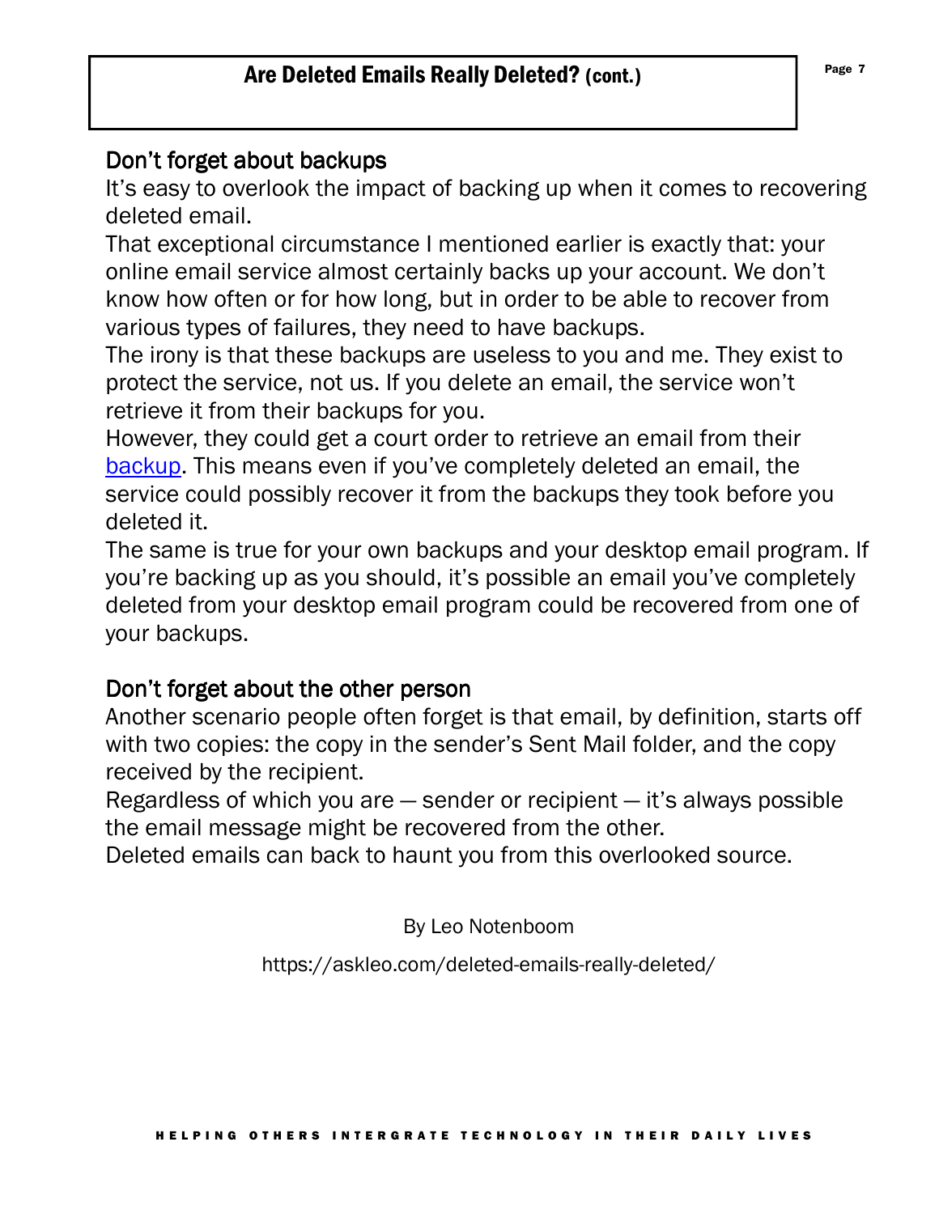## Are Deleted Emails Really Deleted? (cont.)

### Don't forget about backups

It's easy to overlook the impact of backing up when it comes to recovering deleted email.

That exceptional circumstance I mentioned earlier is exactly that: your online email service almost certainly backs up your account. We don't know how often or for how long, but in order to be able to recover from various types of failures, they need to have backups.

The irony is that these backups are useless to you and me. They exist to protect the service, not us. If you delete an email, the service won't retrieve it from their backups for you.

However, they could get a court order to retrieve an email from their backup. This means even if you've completely deleted an email, the service could possibly recover it from the backups they took before you deleted it.

The same is true for your own backups and your desktop email program. If you're backing up as you should, it's possible an email you've completely deleted from your desktop email program could be recovered from one of your backups.

### Don't forget about the other person

Another scenario people often forget is that email, by definition, starts off with two copies: the copy in the sender's Sent Mail folder, and the copy received by the recipient.

Regardless of which you are — sender or recipient — it's always possible the email message might be recovered from the other.

Deleted emails can back to haunt you from this overlooked source.

By Leo Notenboom

https://askleo.com/deleted-emails-really-deleted/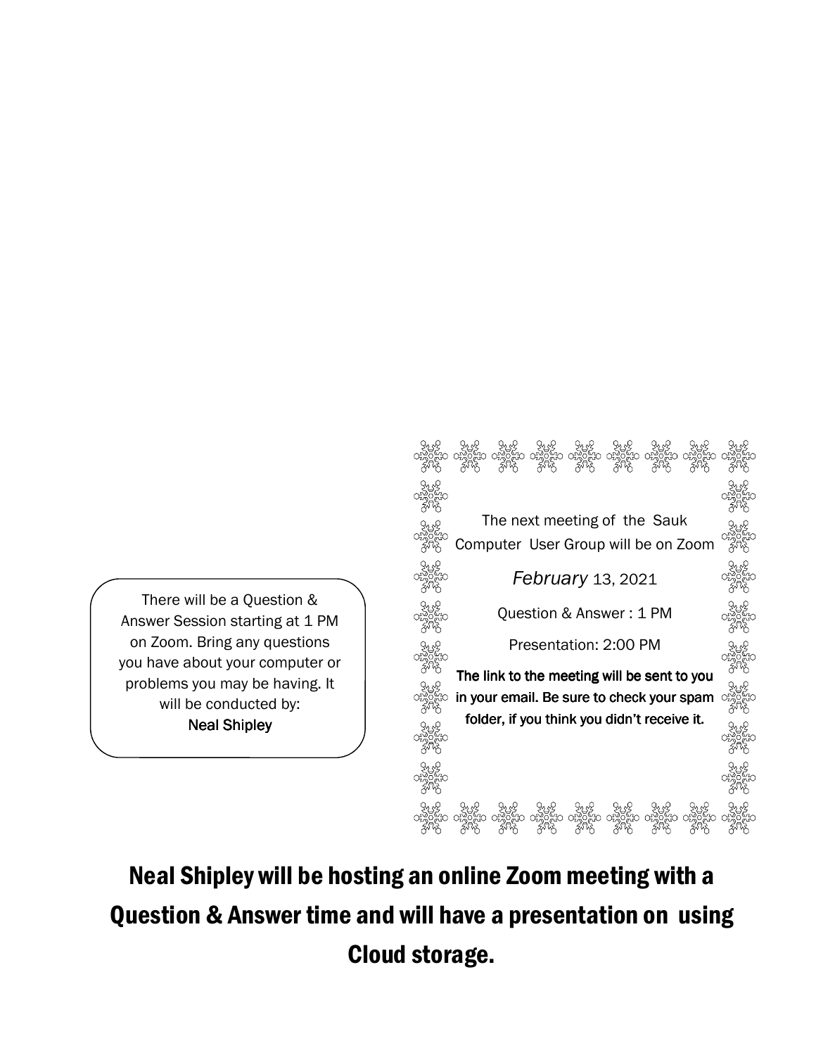There will be a Question & Answer Session starting at 1 PM on Zoom. Bring any questions you have about your computer or problems you may be having. It will be conducted by:
Neal Shipley

The next meeting of the Sauk Computer User Group will be on Zoom

*February* 13, 2021

Question & Answer : 1 PM

Presentation: 2:00 PM

The link to the meeting will be sent to you in your email. Be sure to check your spam folder, if you think you didn't receive it.

**Neal Shipley will be hosting an online Zoom meeting with a Question & Answer time and will have a presentation on using Cloud storage.**